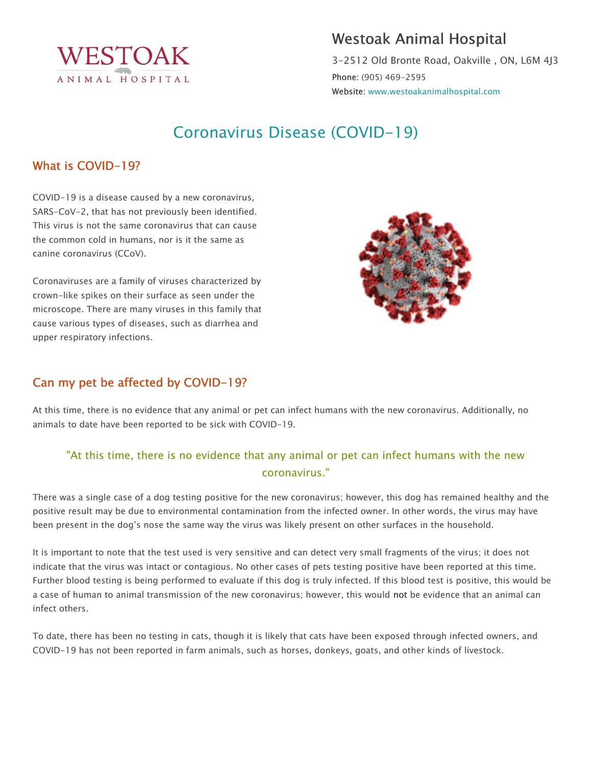# Westoak Animal Hospital

3-2512 Old Bronte Road, Oakville , ON, L6M 4J3

**Phone**: (905) 469-2595

**Website**: www.westoakanimalhospital.com

## Coronavirus Disease (COVID-19)

### What is COVID-19?

COVID-19 is a disease caused by a new coronavirus, SARS-CoV-2, that has not previously been identified. This virus is not the same coronavirus that can cause the common cold in humans, nor is it the same as canine coronavirus (CCoV).

Coronaviruses are a family of viruses characterized by crown-like spikes on their surface as seen under the microscope. There are many viruses in this family that cause various types of diseases, such as diarrhea and upper respiratory infections.

### Can my pet be affected by COVID-19?

At this time, there is no evidence that any animal or pet can infect humans with the new coronavirus. Additionally, no animals to date have been reported to be sick with COVID-19.

> "At this time, there is no evidence that any animal or pet can infect humans with the new coronavirus."

There was a single case of a dog testing positive for the new coronavirus; however, this dog has remained healthy and the positive result may be due to environmental contamination from the infected owner. In other words, the virus may have been present in the dog's nose the same way the virus was likely present on other surfaces in the household.

It is important to note that the test used is very sensitive and can detect very small fragments of the virus; it does not indicate that the virus was intact or contagious. No other cases of pets testing positive have been reported at this time. Further blood testing is being performed to evaluate if this dog is truly infected. If this blood test is positive, this would be a case of human to animal transmission of the new coronavirus; however, this would not be evidence that an animal can infect others.

To date, there has been no testing in cats, though it is likely that cats have been exposed through infected owners, and COVID-19 has not been reported in farm animals, such as horses, donkeys, goats, and other kinds of livestock.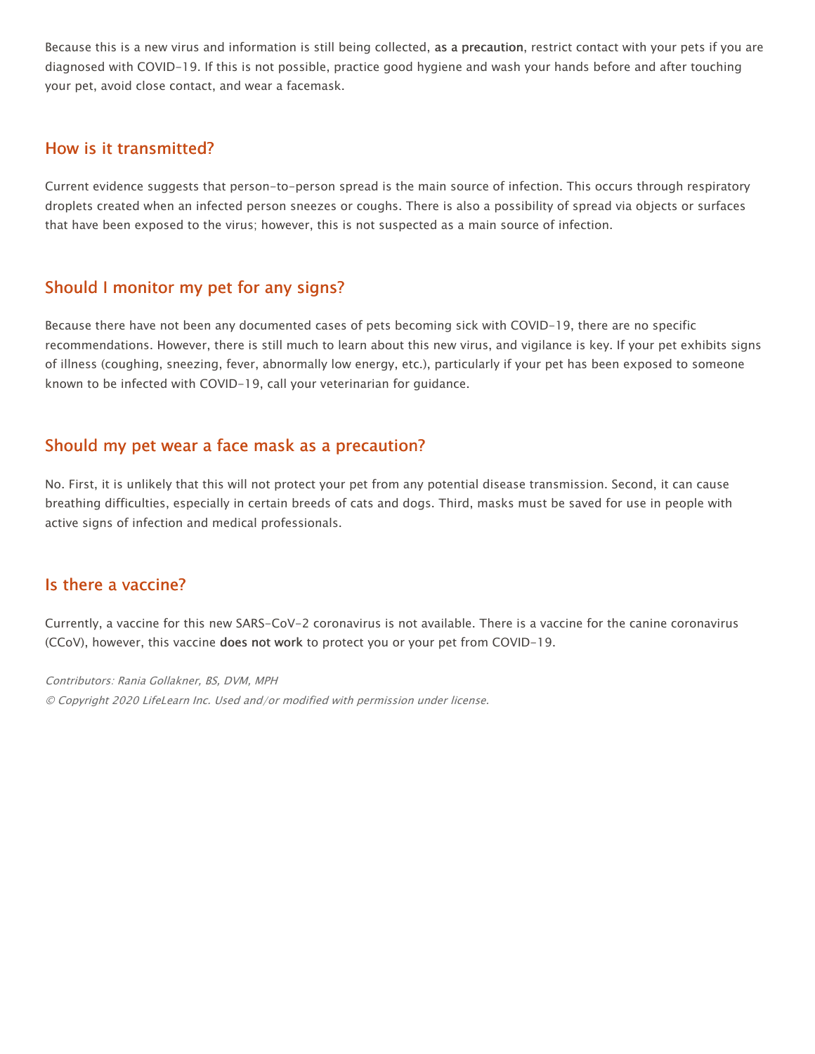Because this is a new virus and information is still being collected, **as a precaution**, restrict contact with your pets if you are diagnosed with COVID-19. If this is not possible, practice good hygiene and wash your hands before and after touching your pet, avoid close contact, and wear a facemask.

## How is it transmitted?

Current evidence suggests that person-to-person spread is the main source of infection. This occurs through respiratory droplets created when an infected person sneezes or coughs. There is also a possibility of spread via objects or surfaces that have been exposed to the virus; however, this is not suspected as a main source of infection.

## Should I monitor my pet for any signs?

Because there have not been any documented cases of pets becoming sick with COVID-19, there are no specific recommendations. However, there is still much to learn about this new virus, and vigilance is key. If your pet exhibits signs of illness (coughing, sneezing, fever, abnormally low energy, etc.), particularly if your pet has been exposed to someone known to be infected with COVID-19, call your veterinarian for guidance.

## Should my pet wear a face mask as a precaution?

No. First, it is unlikely that this will not protect your pet from any potential disease transmission. Second, it can cause breathing difficulties, especially in certain breeds of cats and dogs. Third, masks must be saved for use in people with active signs of infection and medical professionals.

## Is there a vaccine?

Currently, a vaccine for this new SARS-CoV-2 coronavirus is not available. There is a vaccine for the canine coronavirus (CCoV), however, this vaccine **does not work** to protect you or your pet from COVID-19.

*Contributors: Rania Gollakner, BS, DVM, MPH*

*© Copyright 2020 LifeLearn Inc. Used and/or modified with permission under license.*